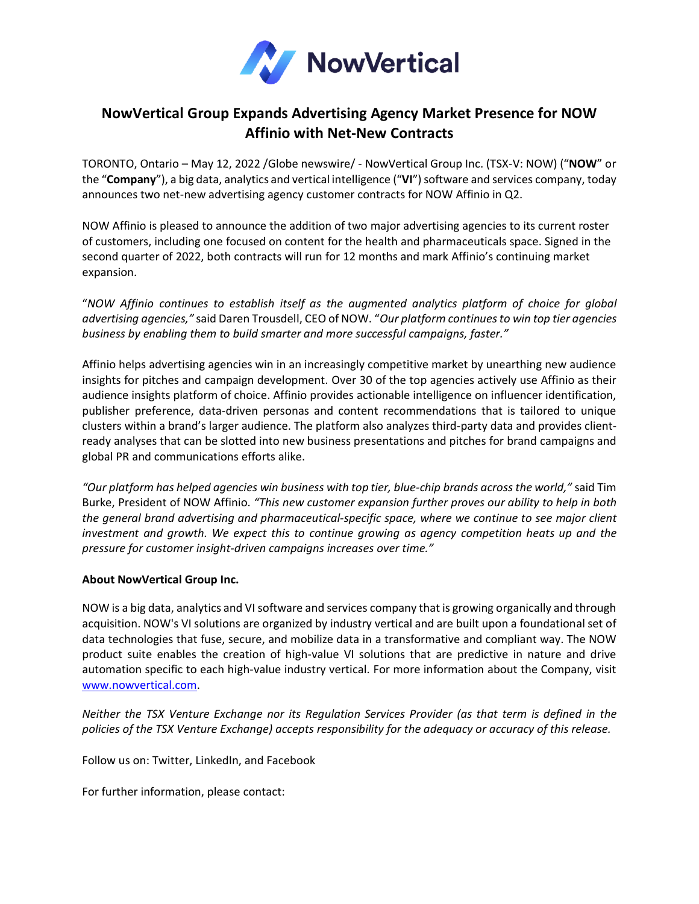# NowVertical Group Expands Advertising Agency Market Presence for NOW Affinio with Net-New Contracts

TORONTO, Ontario – May 12, 2022 /Globe newswire/ - NowVertical Group Inc. (TSX-V: NOW) ("**NOW**" or the "**Company**"), a big data, analytics and vertical intelligence ("**VI**") software and services company, today announces two net-new advertising agency customer contracts for NOW Affinio in Q2.

NOW Affinio is pleased to announce the addition of two major advertising agencies to its current roster of customers, including one focused on content for the health and pharmaceuticals space. Signed in the second quarter of 2022, both contracts will run for 12 months and mark Affinio's continuing market expansion.

"*NOW Affinio continues to establish itself as the augmented analytics platform of choice for global advertising agencies,"* said Daren Trousdell, CEO of NOW. "*Our platform continues to win top tier agencies business by enabling them to build smarter and more successful campaigns, faster."*

Affinio helps advertising agencies win in an increasingly competitive market by unearthing new audience insights for pitches and campaign development. Over 30 of the top agencies actively use Affinio as their audience insights platform of choice. Affinio provides actionable intelligence on influencer identification, publisher preference, data-driven personas and content recommendations that is tailored to unique clusters within a brand's larger audience. The platform also analyzes third-party data and provides client-ready analyses that can be slotted into new business presentations and pitches for brand campaigns and global PR and communications efforts alike.

*"Our platform has helped agencies win business with top tier, blue-chip brands across the world,"* said Tim Burke, President of NOW Affinio. *"This new customer expansion further proves our ability to help in both the general brand advertising and pharmaceutical-specific space, where we continue to see major client investment and growth. We expect this to continue growing as agency competition heats up and the pressure for customer insight-driven campaigns increases over time."*

**About NowVertical Group Inc.**

NOW is a big data, analytics and VI software and services company that is growing organically and through acquisition. NOW's VI solutions are organized by industry vertical and are built upon a foundational set of data technologies that fuse, secure, and mobilize data in a transformative and compliant way. The NOW product suite enables the creation of high-value VI solutions that are predictive in nature and drive automation specific to each high-value industry vertical. For more information about the Company, visit [www.nowvertical.com](http://www.nowvertical.com).

*Neither the TSX Venture Exchange nor its Regulation Services Provider (as that term is defined in the policies of the TSX Venture Exchange) accepts responsibility for the adequacy or accuracy of this release.*

Follow us on: Twitter, LinkedIn, and Facebook

For further information, please contact: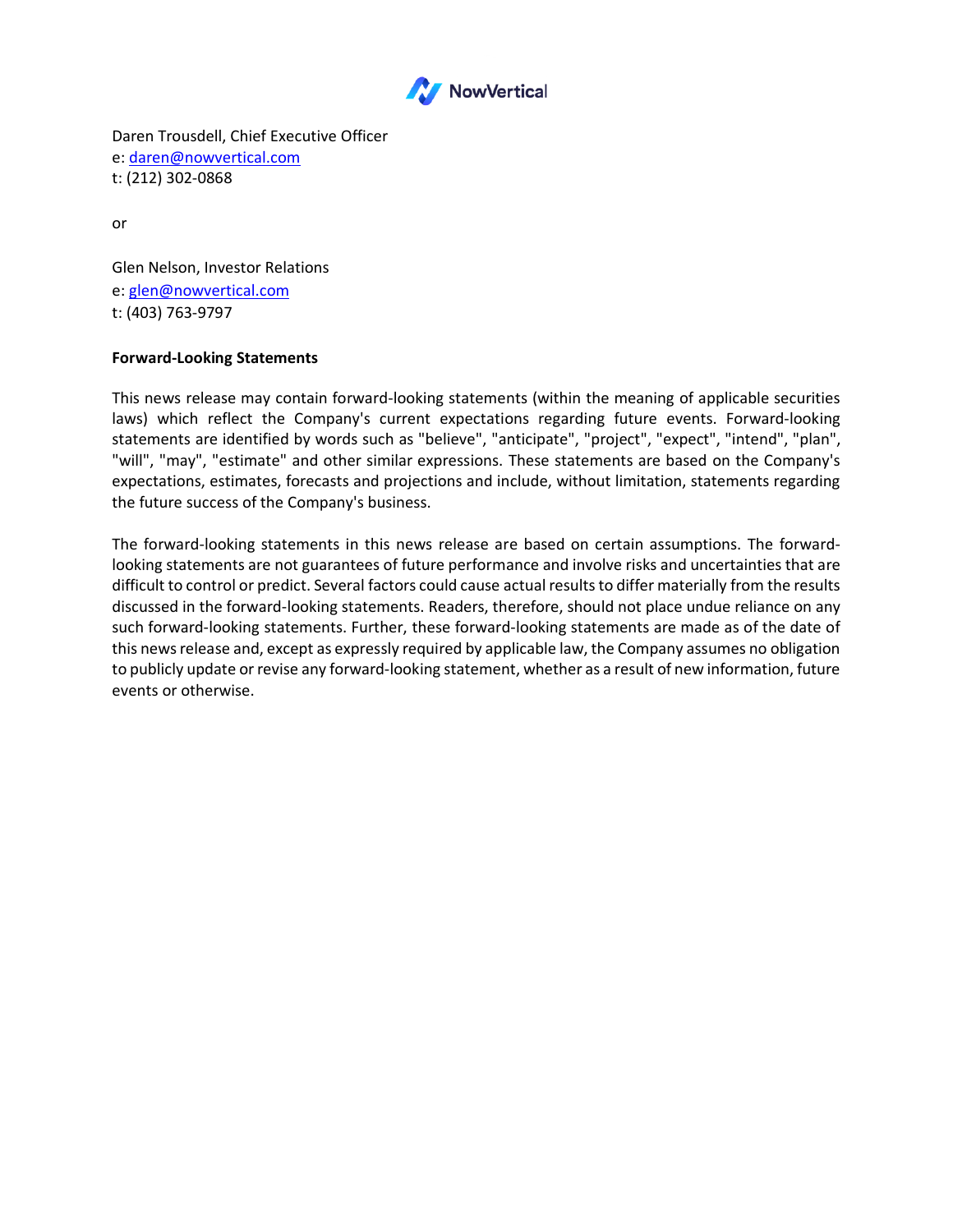Daren Trousdell, Chief Executive Officer
e: daren@nowvertical.com
t: (212) 302-0868

or

Glen Nelson, Investor Relations
e: glen@nowvertical.com
t: (403) 763-9797

**Forward-Looking Statements**

This news release may contain forward-looking statements (within the meaning of applicable securities laws) which reflect the Company's current expectations regarding future events. Forward-looking statements are identified by words such as "believe", "anticipate", "project", "expect", "intend", "plan", "will", "may", "estimate" and other similar expressions. These statements are based on the Company's expectations, estimates, forecasts and projections and include, without limitation, statements regarding the future success of the Company's business.

The forward-looking statements in this news release are based on certain assumptions. The forward-looking statements are not guarantees of future performance and involve risks and uncertainties that are difficult to control or predict. Several factors could cause actual results to differ materially from the results discussed in the forward-looking statements. Readers, therefore, should not place undue reliance on any such forward-looking statements. Further, these forward-looking statements are made as of the date of this news release and, except as expressly required by applicable law, the Company assumes no obligation to publicly update or revise any forward-looking statement, whether as a result of new information, future events or otherwise.